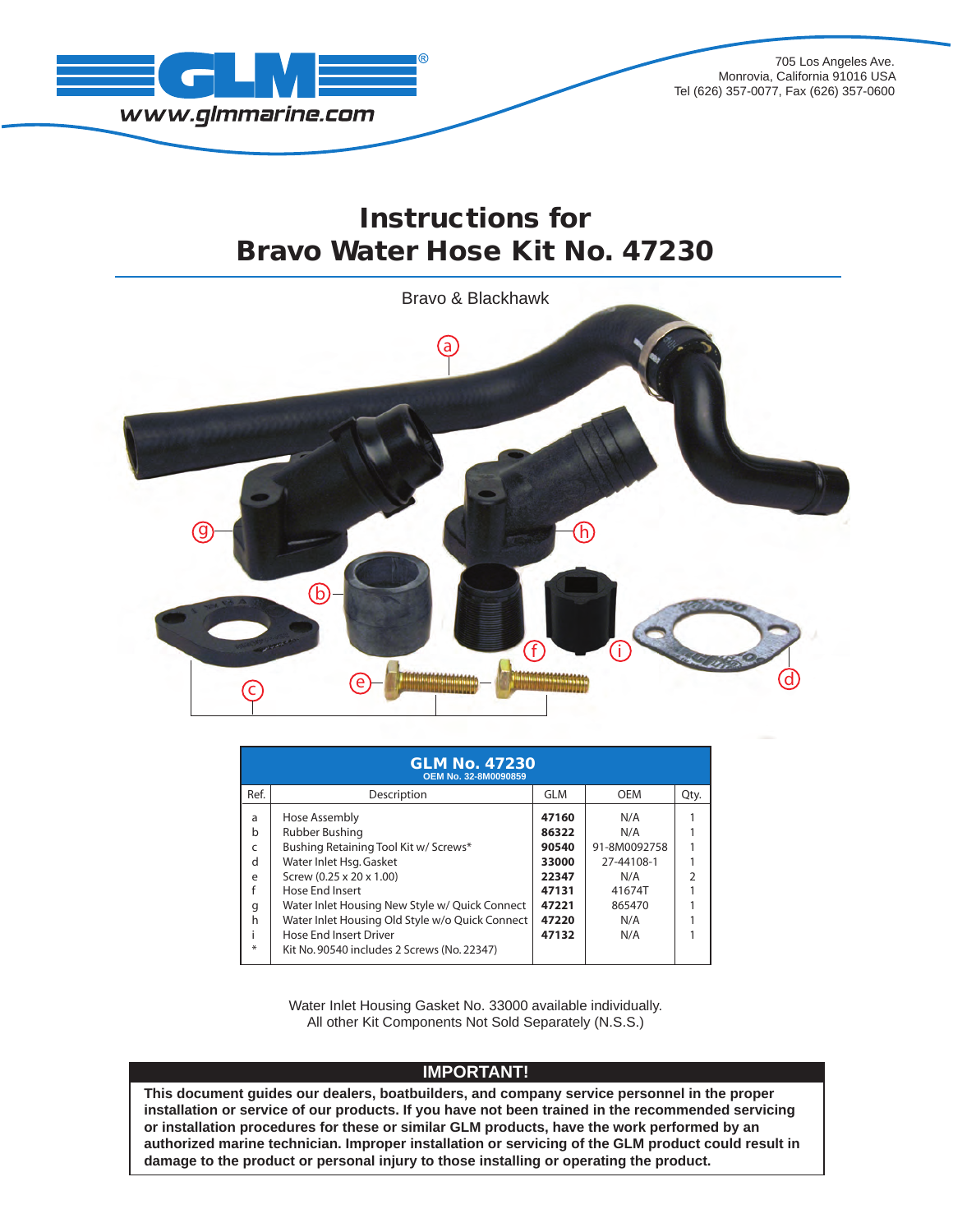GLM®

www.glmmarine.com

705 Los Angeles Ave.
Monrovia, California 91016 USA
Tel (626) 357-0077, Fax (626) 357-0600

# Instructions for
# Bravo Water Hose Kit No. 47230

Bravo & Blackhawk

| GLM No. 47230<br>OEM No. 32-8M0090859 | | | | |
|---|---|---|---|---|
| Ref. | Description | GLM | OEM | Qty. |
| a | Hose Assembly | **47160** | N/A | 1 |
| b | Rubber Bushing | **86322** | N/A | 1 |
| c | Bushing Retaining Tool Kit w/ Screws* | **90540** | 91-8M0092758 | 1 |
| d | Water Inlet Hsg. Gasket | **33000** | 27-44108-1 | 1 |
| e | Screw (0.25 x 20 x 1.00) | **22347** | N/A | 2 |
| f | Hose End Insert | **47131** | 41674T | 1 |
| g | Water Inlet Housing New Style w/ Quick Connect | **47221** | 865470 | 1 |
| h | Water Inlet Housing Old Style w/o Quick Connect | **47220** | N/A | 1 |
| i | Hose End Insert Driver | **47132** | N/A | 1 |
| * | Kit No. 90540 includes 2 Screws (No. 22347) | | | |

Water Inlet Housing Gasket No. 33000 available individually.
All other Kit Components Not Sold Separately (N.S.S.)

## IMPORTANT!

**This document guides our dealers, boatbuilders, and company service personnel in the proper installation or service of our products. If you have not been trained in the recommended servicing or installation procedures for these or similar GLM products, have the work performed by an authorized marine technician. Improper installation or servicing of the GLM product could result in damage to the product or personal injury to those installing or operating the product.**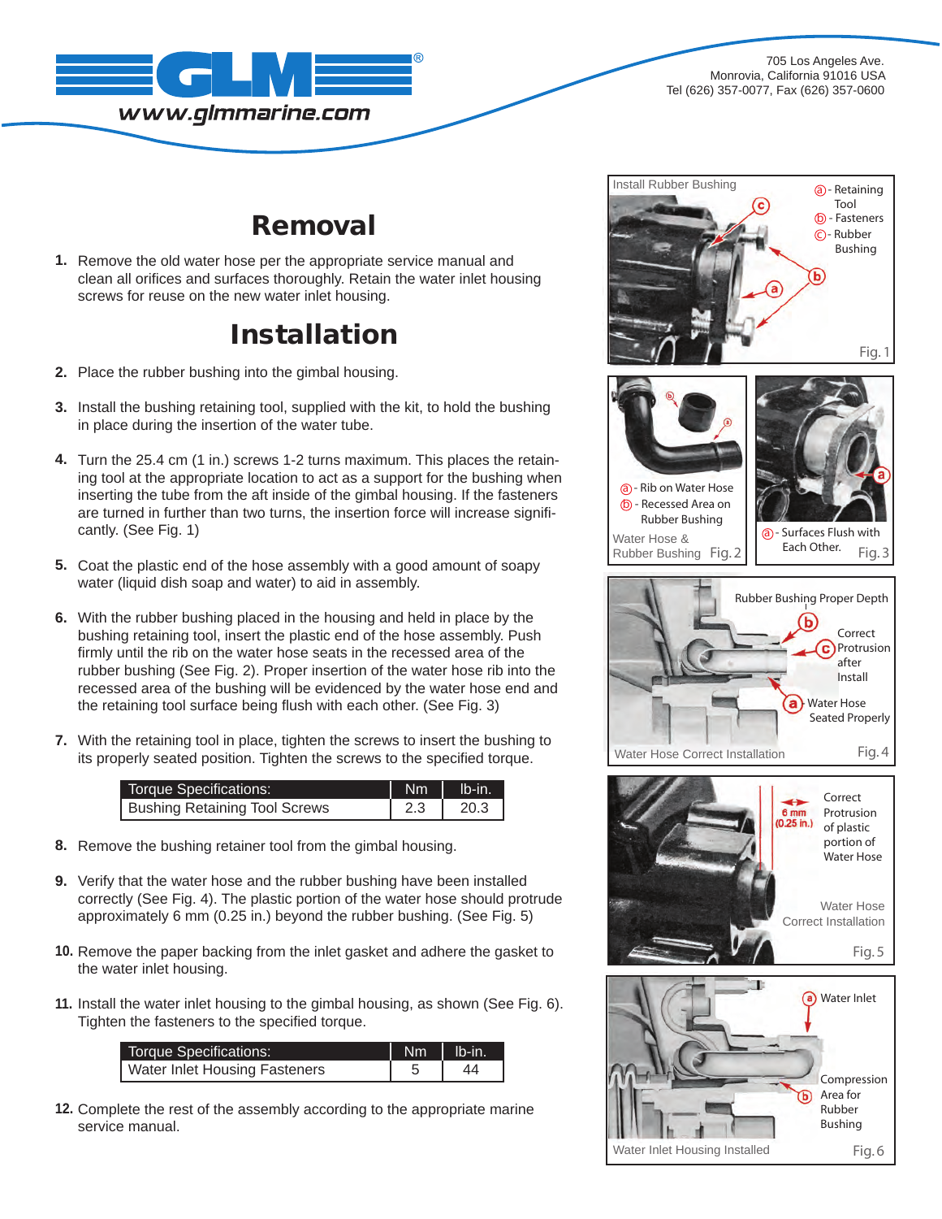705 Los Angeles Ave.
Monrovia, California 91016 USA
Tel (626) 357-0077, Fax (626) 357-0600

## Removal

1. Remove the old water hose per the appropriate service manual and clean all orifices and surfaces thoroughly. Retain the water inlet housing screws for reuse on the new water inlet housing.

## Installation

2. Place the rubber bushing into the gimbal housing.

3. Install the bushing retaining tool, supplied with the kit, to hold the bushing in place during the insertion of the water tube.

4. Turn the 25.4 cm (1 in.) screws 1-2 turns maximum. This places the retaining tool at the appropriate location to act as a support for the bushing when inserting the tube from the aft inside of the gimbal housing. If the fasteners are turned in further than two turns, the insertion force will increase significantly. (See Fig. 1)

5. Coat the plastic end of the hose assembly with a good amount of soapy water (liquid dish soap and water) to aid in assembly.

6. With the rubber bushing placed in the housing and held in place by the bushing retaining tool, insert the plastic end of the hose assembly. Push firmly until the rib on the water hose seats in the recessed area of the rubber bushing (See Fig. 2). Proper insertion of the water hose rib into the recessed area of the bushing will be evidenced by the water hose end and the retaining tool surface being flush with each other. (See Fig. 3)

7. With the retaining tool in place, tighten the screws to insert the bushing to its properly seated position. Tighten the screws to the specified torque.

| Torque Specifications: | Nm | lb-in. |
|---|---|---|
| Bushing Retaining Tool Screws | 2.3 | 20.3 |

8. Remove the bushing retainer tool from the gimbal housing.

9. Verify that the water hose and the rubber bushing have been installed correctly (See Fig. 4). The plastic portion of the water hose should protrude approximately 6 mm (0.25 in.) beyond the rubber bushing. (See Fig. 5)

10. Remove the paper backing from the inlet gasket and adhere the gasket to the water inlet housing.

11. Install the water inlet housing to the gimbal housing, as shown (See Fig. 6). Tighten the fasteners to the specified torque.

| Torque Specifications: | Nm | lb-in. |
|---|---|---|
| Water Inlet Housing Fasteners | 5 | 44 |

12. Complete the rest of the assembly according to the appropriate marine service manual.

Install Rubber Bushing
a - Retaining Tool
b - Fasteners
c - Rubber Bushing
Fig. 1

a - Rib on Water Hose
b - Recessed Area on Rubber Bushing
Water Hose & Rubber Bushing Fig. 2

a - Surfaces Flush with Each Other. Fig. 3

Rubber Bushing Proper Depth
b
c Correct Protrusion after Install
a Water Hose Seated Properly
Water Hose Correct Installation Fig. 4

6 mm (0.25 in.)
Correct Protrusion of plastic portion of Water Hose
Water Hose Correct Installation
Fig. 5

a Water Inlet
b Compression Area for Rubber Bushing
Water Inlet Housing Installed Fig. 6